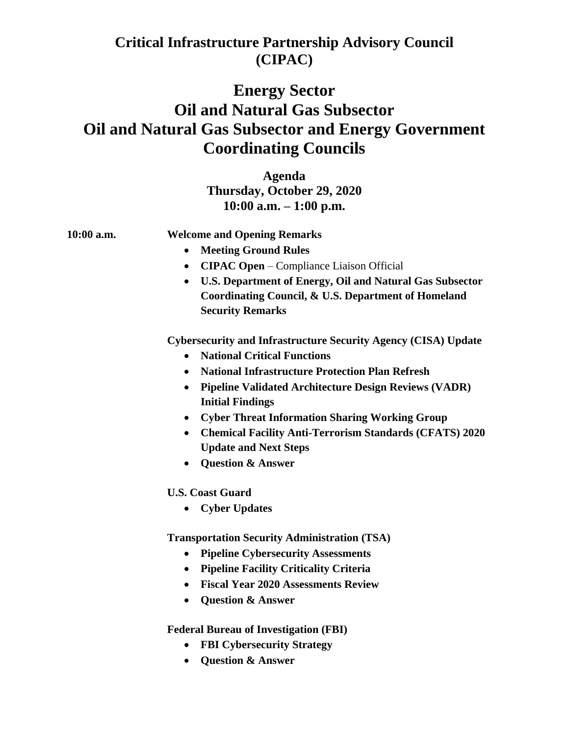# Critical Infrastructure Partnership Advisory Council (CIPAC)

# Energy Sector
# Oil and Natural Gas Subsector
# Oil and Natural Gas Subsector and Energy Government Coordinating Councils

**Agenda**
**Thursday, October 29, 2020**
**10:00 a.m. – 1:00 p.m.**

**10:00 a.m.** **Welcome and Opening Remarks**

- **Meeting Ground Rules**
- **CIPAC Open** – Compliance Liaison Official
- **U.S. Department of Energy, Oil and Natural Gas Subsector Coordinating Council, & U.S. Department of Homeland Security Remarks**

**Cybersecurity and Infrastructure Security Agency (CISA) Update**

- **National Critical Functions**
- **National Infrastructure Protection Plan Refresh**
- **Pipeline Validated Architecture Design Reviews (VADR) Initial Findings**
- **Cyber Threat Information Sharing Working Group**
- **Chemical Facility Anti-Terrorism Standards (CFATS) 2020 Update and Next Steps**
- **Question & Answer**

**U.S. Coast Guard**

- **Cyber Updates**

**Transportation Security Administration (TSA)**

- **Pipeline Cybersecurity Assessments**
- **Pipeline Facility Criticality Criteria**
- **Fiscal Year 2020 Assessments Review**
- **Question & Answer**

**Federal Bureau of Investigation (FBI)**

- **FBI Cybersecurity Strategy**
- **Question & Answer**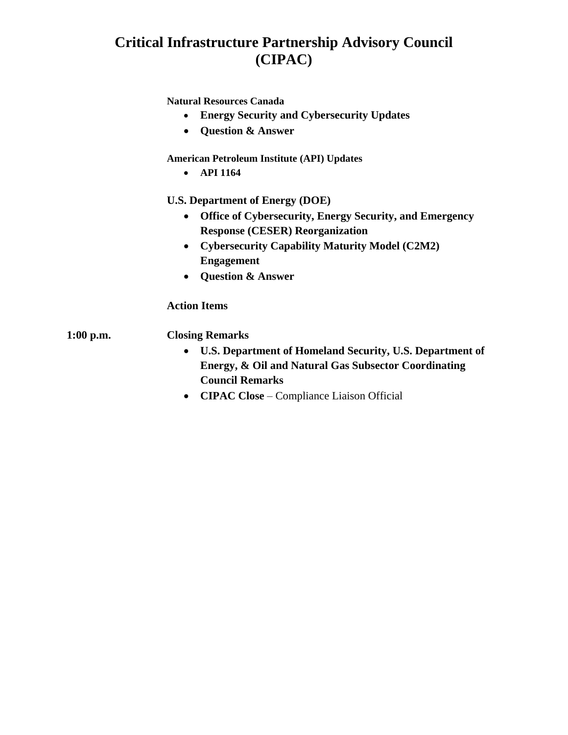# Critical Infrastructure Partnership Advisory Council (CIPAC)

**Natural Resources Canada**

- **Energy Security and Cybersecurity Updates**
- **Question & Answer**

**American Petroleum Institute (API) Updates**

- **API 1164**

**U.S. Department of Energy (DOE)**

- **Office of Cybersecurity, Energy Security, and Emergency Response (CESER) Reorganization**
- **Cybersecurity Capability Maturity Model (C2M2) Engagement**
- **Question & Answer**

**Action Items**

**1:00 p.m.** **Closing Remarks**

- **U.S. Department of Homeland Security, U.S. Department of Energy, & Oil and Natural Gas Subsector Coordinating Council Remarks**
- **CIPAC Close** – Compliance Liaison Official